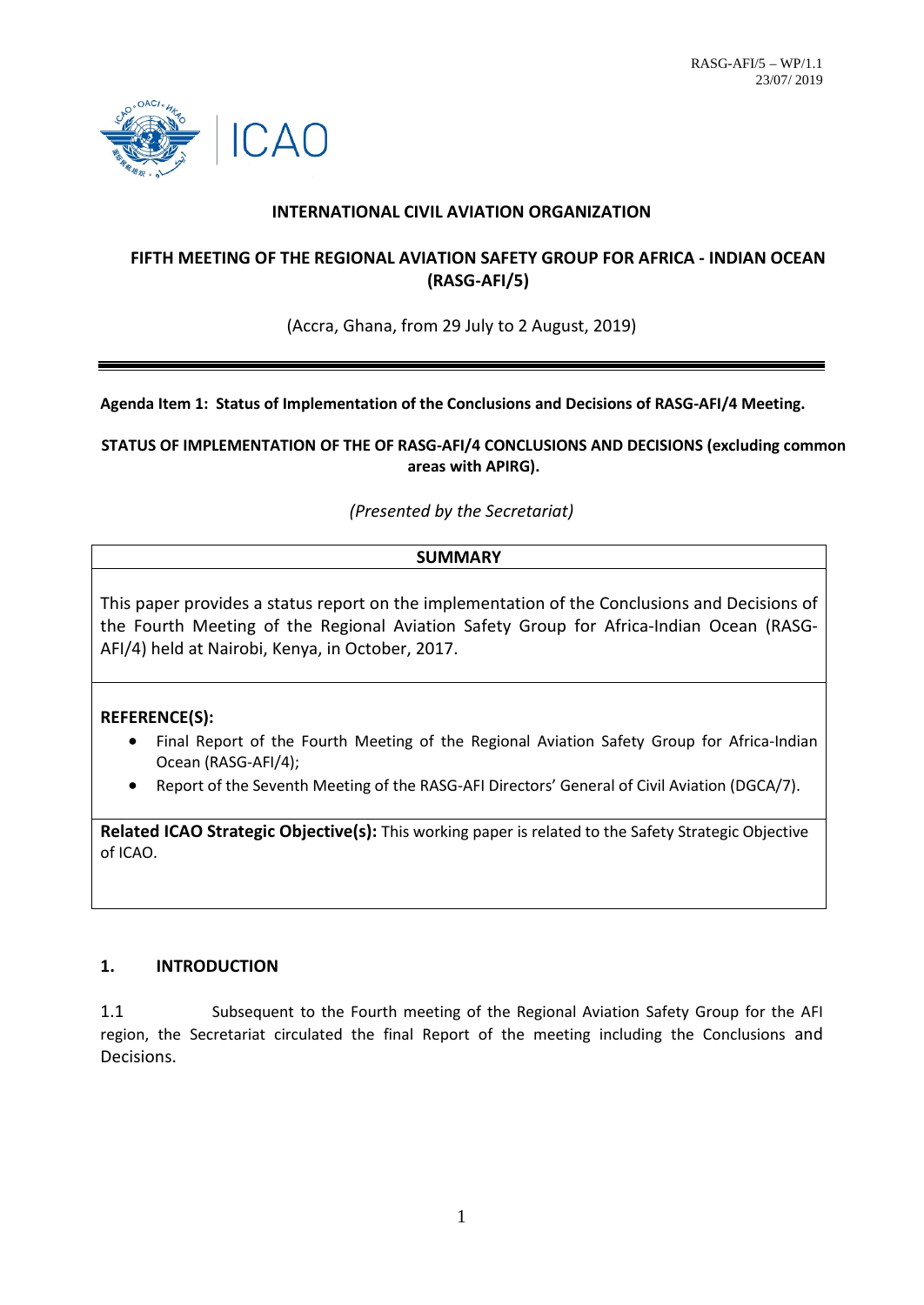RASG-AFI/5 – WP/1.1
23/07/ 2019

# INTERNATIONAL CIVIL AVIATION ORGANIZATION

## FIFTH MEETING OF THE REGIONAL AVIATION SAFETY GROUP FOR AFRICA - INDIAN OCEAN (RASG-AFI/5)

(Accra, Ghana, from 29 July to 2 August, 2019)

---

**Agenda Item 1: Status of Implementation of the Conclusions and Decisions of RASG-AFI/4 Meeting.**

**STATUS OF IMPLEMENTATION OF THE OF RASG-AFI/4 CONCLUSIONS AND DECISIONS (excluding common areas with APIRG).**

*(Presented by the Secretariat)*

| SUMMARY |
|---|
| This paper provides a status report on the implementation of the Conclusions and Decisions of the Fourth Meeting of the Regional Aviation Safety Group for Africa-Indian Ocean (RASG-AFI/4) held at Nairobi, Kenya, in October, 2017. |
| **REFERENCE(S):**<br>• Final Report of the Fourth Meeting of the Regional Aviation Safety Group for Africa-Indian Ocean (RASG-AFI/4);<br>• Report of the Seventh Meeting of the RASG-AFI Directors' General of Civil Aviation (DGCA/7). |
| **Related ICAO Strategic Objective(s):** This working paper is related to the Safety Strategic Objective of ICAO. |

## 1. INTRODUCTION

1.1 Subsequent to the Fourth meeting of the Regional Aviation Safety Group for the AFI region, the Secretariat circulated the final Report of the meeting including the Conclusions and Decisions.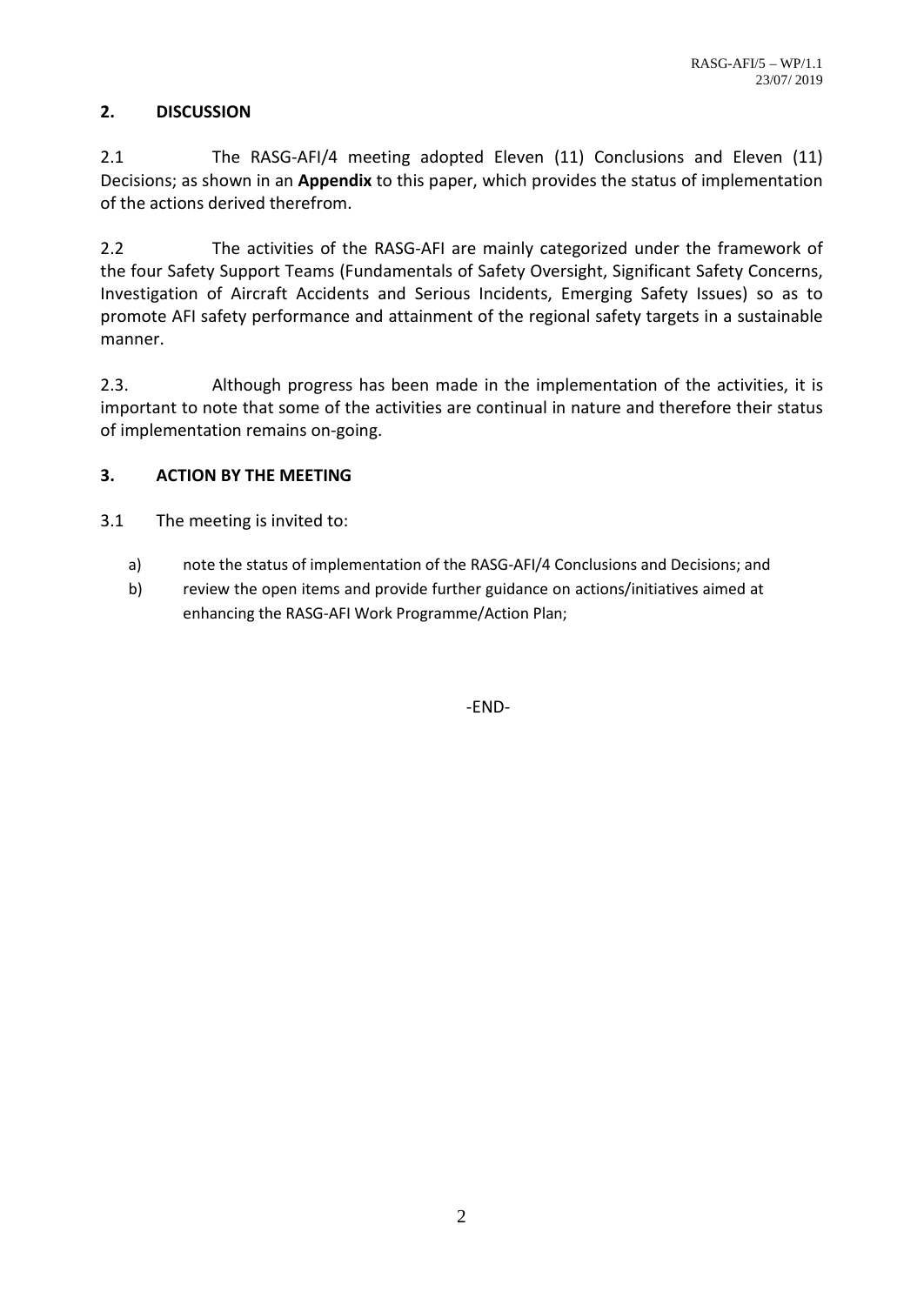## 2. DISCUSSION

2.1 The RASG-AFI/4 meeting adopted Eleven (11) Conclusions and Eleven (11) Decisions; as shown in an **Appendix** to this paper, which provides the status of implementation of the actions derived therefrom.

2.2 The activities of the RASG-AFI are mainly categorized under the framework of the four Safety Support Teams (Fundamentals of Safety Oversight, Significant Safety Concerns, Investigation of Aircraft Accidents and Serious Incidents, Emerging Safety Issues) so as to promote AFI safety performance and attainment of the regional safety targets in a sustainable manner.

2.3. Although progress has been made in the implementation of the activities, it is important to note that some of the activities are continual in nature and therefore their status of implementation remains on-going.

## 3. ACTION BY THE MEETING

3.1 The meeting is invited to:

a) note the status of implementation of the RASG-AFI/4 Conclusions and Decisions; and

b) review the open items and provide further guidance on actions/initiatives aimed at enhancing the RASG-AFI Work Programme/Action Plan;

-END-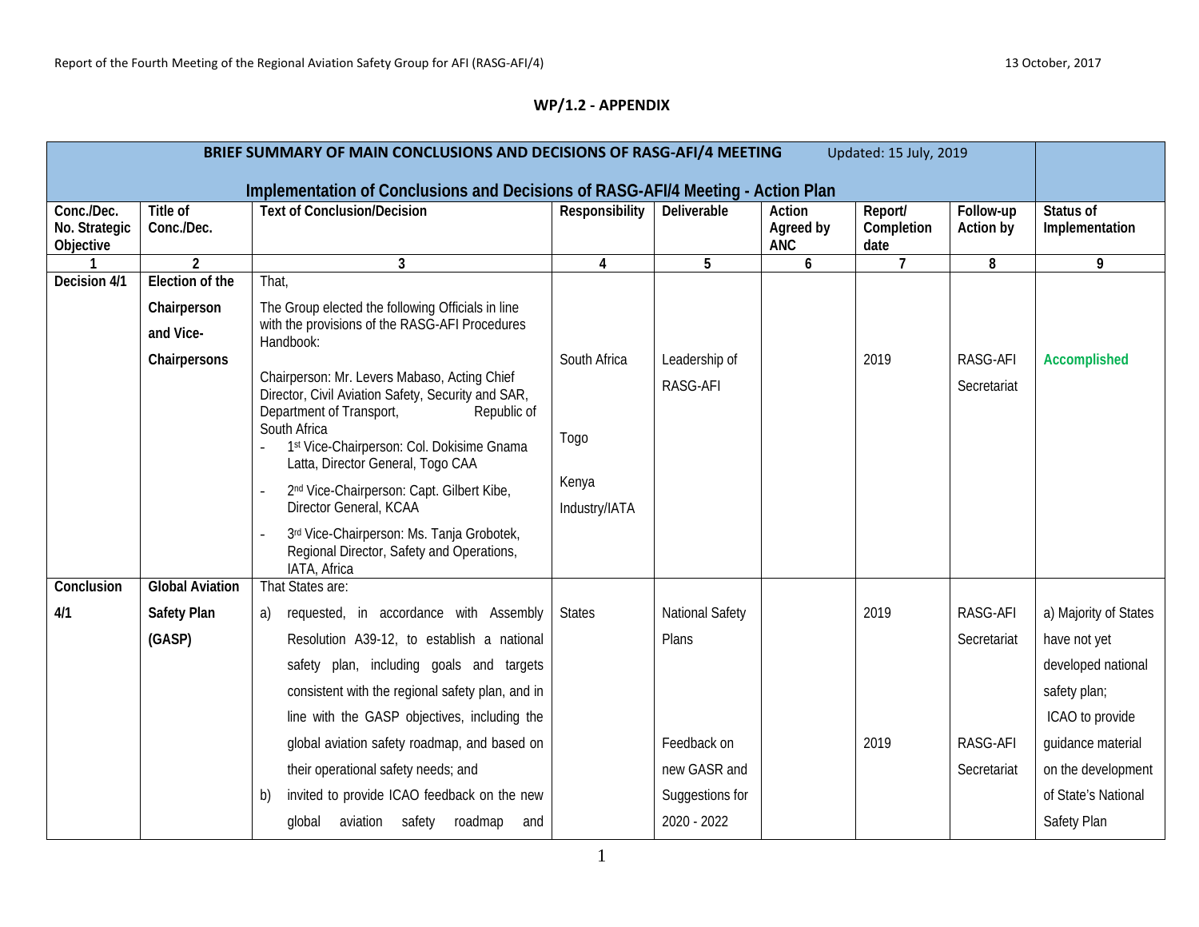## WP/1.2 - APPENDIX

| BRIEF SUMMARY OF MAIN CONCLUSIONS AND DECISIONS OF RASG-AFI/4 MEETING Updated: 15 July, 2019 Implementation of Conclusions and Decisions of RASG-AFI/4 Meeting - Action Plan | | | | | | | | |
|---|---|---|---|---|---|---|---|---|
| **Conc./Dec. No. Strategic Objective** | **Title of Conc./Dec.** | **Text of Conclusion/Decision** | **Responsibility** | **Deliverable** | **Action Agreed by ANC** | **Report/ Completion date** | **Follow-up Action by** | **Status of Implementation** |
| **1** | **2** | **3** | **4** | **5** | **6** | **7** | **8** | **9** |
| **Decision 4/1** | **Election of the Chairperson and Vice-Chairpersons** | That,<br>The Group elected the following Officials in line with the provisions of the RASG-AFI Procedures Handbook:<br>Chairperson: Mr. Levers Mabaso, Acting Chief Director, Civil Aviation Safety, Security and SAR, Department of Transport, Republic of South Africa<br>- 1st Vice-Chairperson: Col. Dokisime Gnama Latta, Director General, Togo CAA<br>- 2nd Vice-Chairperson: Capt. Gilbert Kibe, Director General, KCAA<br>- 3rd Vice-Chairperson: Ms. Tanja Grobotek, Regional Director, Safety and Operations, IATA, Africa | South Africa<br><br>Togo<br><br>Kenya<br><br>Industry/IATA | Leadership of RASG-AFI | | 2019 | RASG-AFI Secretariat | **Accomplished** |
| **Conclusion 4/1** | **Global Aviation Safety Plan (GASP)** | That States are:<br>a) requested, in accordance with Assembly Resolution A39-12, to establish a national safety plan, including goals and targets consistent with the regional safety plan, and in line with the GASP objectives, including the global aviation safety roadmap, and based on their operational safety needs; and<br>b) invited to provide ICAO feedback on the new global aviation safety roadmap and | States | National Safety Plans<br><br>Feedback on new GASR and Suggestions for 2020 - 2022 | | 2019<br><br>2019 | RASG-AFI Secretariat<br><br>RASG-AFI Secretariat | a) Majority of States have not yet developed national safety plan;<br>ICAO to provide guidance material on the development of State's National Safety Plan |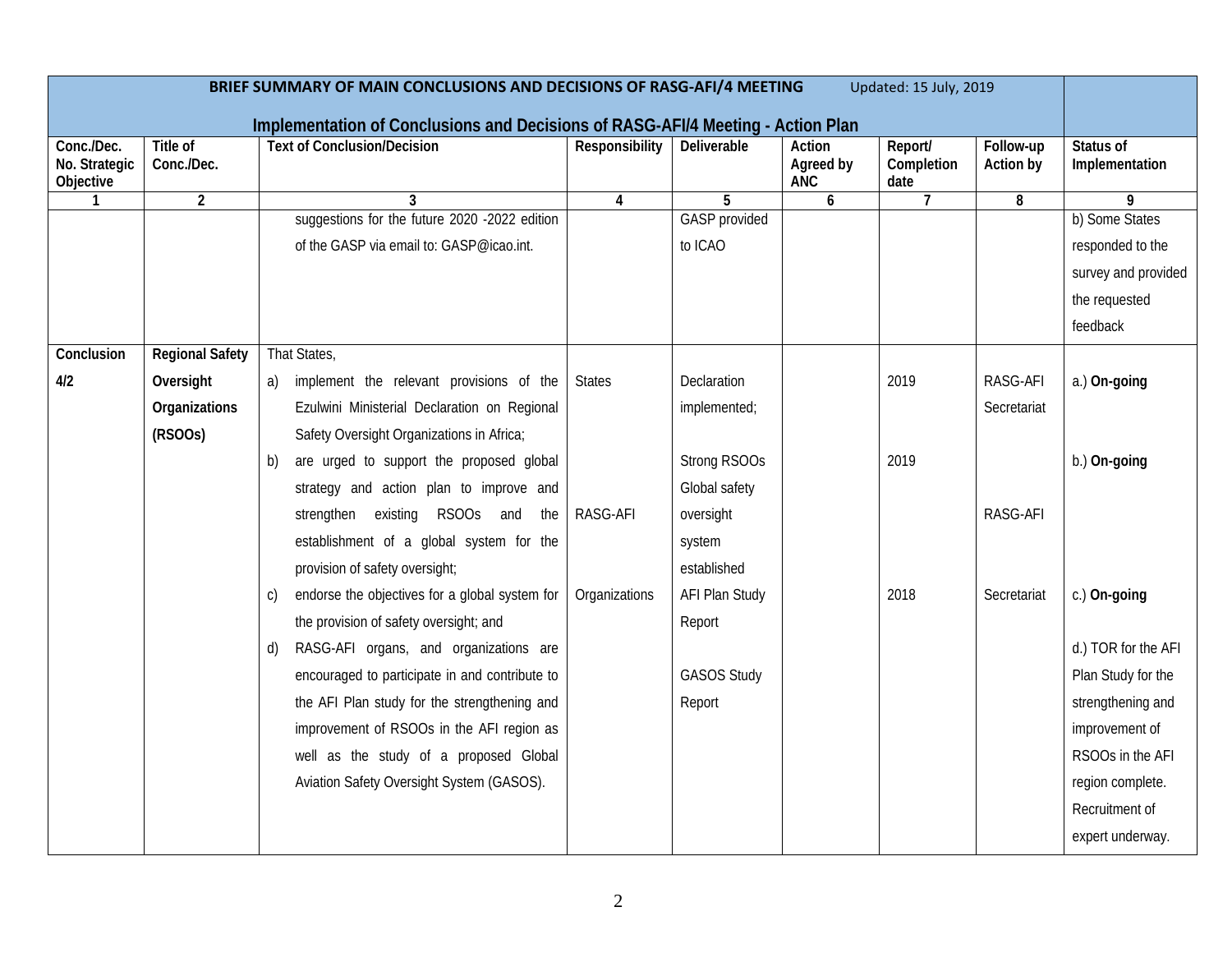**BRIEF SUMMARY OF MAIN CONCLUSIONS AND DECISIONS OF RASG-AFI/4 MEETING** Updated: 15 July, 2019

**Implementation of Conclusions and Decisions of RASG-AFI/4 Meeting - Action Plan**

| Conc./Dec. No. Strategic Objective | Title of Conc./Dec. | Text of Conclusion/Decision | Responsibility | Deliverable | Action Agreed by ANC | Report/ Completion date | Follow-up Action by | Status of Implementation |
|---|---|---|---|---|---|---|---|---|
| 1 | 2 | 3 | 4 | 5 | 6 | 7 | 8 | 9 |
| | | suggestions for the future 2020 -2022 edition of the GASP via email to: GASP@icao.int. | | GASP provided to ICAO | | | | b) Some States responded to the survey and provided the requested feedback |
| **Conclusion 4/2** | **Regional Safety Oversight Organizations (RSOOs)** | That States,<br>a) implement the relevant provisions of the Ezulwini Ministerial Declaration on Regional Safety Oversight Organizations in Africa; | States | Declaration implemented; | | 2019 | RASG-AFI Secretariat | a.) **On-going** |
| | | b) are urged to support the proposed global strategy and action plan to improve and strengthen existing RSOOs and the establishment of a global system for the provision of safety oversight; | RASG-AFI | Strong RSOOs Global safety oversight system established | | 2019 | RASG-AFI | b.) **On-going** |
| | | c) endorse the objectives for a global system for the provision of safety oversight; and | Organizations | AFI Plan Study Report | | 2018 | Secretariat | c.) **On-going** |
| | | d) RASG-AFI organs, and organizations are encouraged to participate in and contribute to the AFI Plan study for the strengthening and improvement of RSOOs in the AFI region as well as the study of a proposed Global Aviation Safety Oversight System (GASOS). | | GASOS Study Report | | | | d.) TOR for the AFI Plan Study for the strengthening and improvement of RSOOs in the AFI region complete. Recruitment of expert underway. |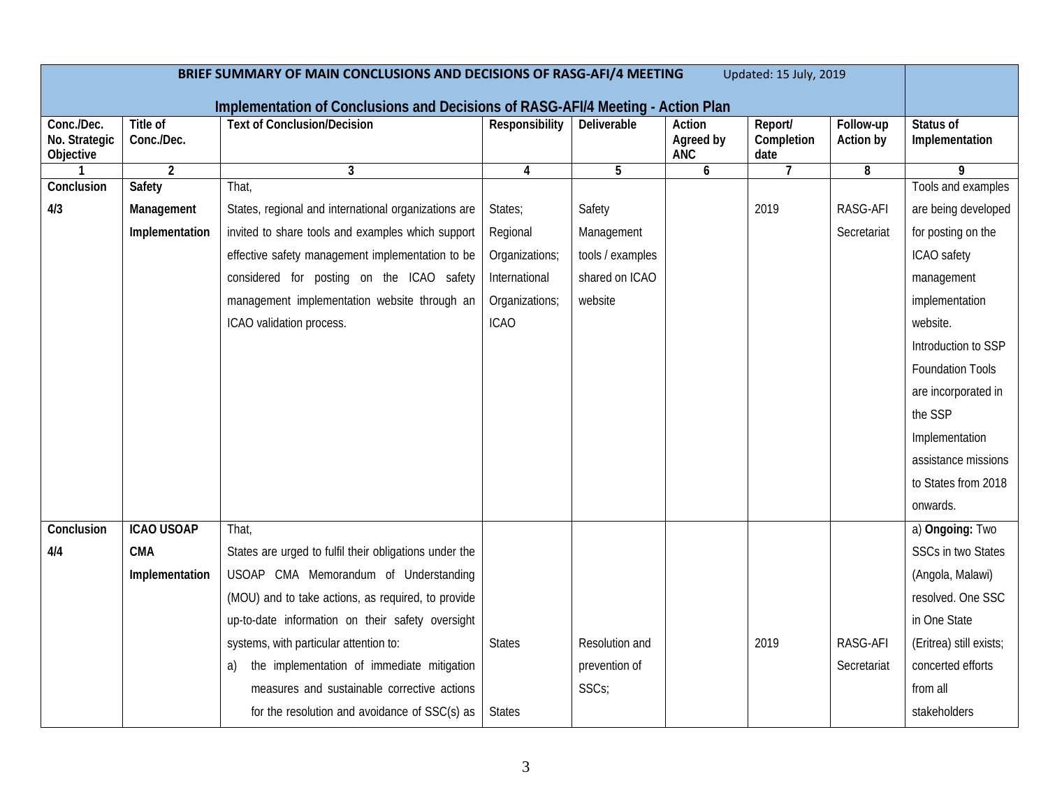**BRIEF SUMMARY OF MAIN CONCLUSIONS AND DECISIONS OF RASG-AFI/4 MEETING** Updated: 15 July, 2019

**Implementation of Conclusions and Decisions of RASG-AFI/4 Meeting - Action Plan**

| Conc./Dec. No. Strategic Objective | Title of Conc./Dec. | Text of Conclusion/Decision | Responsibility | Deliverable | Action Agreed by ANC | Report/ Completion date | Follow-up Action by | Status of Implementation |
|---|---|---|---|---|---|---|---|---|
| 1 | 2 | 3 | 4 | 5 | 6 | 7 | 8 | 9 |
| **Conclusion 4/3** | **Safety Management Implementation** | That, States, regional and international organizations are invited to share tools and examples which support effective safety management implementation to be considered for posting on the ICAO safety management implementation website through an ICAO validation process. | States; Regional Organizations; International Organizations; ICAO | Safety Management tools / examples shared on ICAO website | | 2019 | RASG-AFI Secretariat | Tools and examples are being developed for posting on the ICAO safety management implementation website. Introduction to SSP Foundation Tools are incorporated in the SSP Implementation assistance missions to States from 2018 onwards. |
| **Conclusion 4/4** | **ICAO USOAP CMA Implementation** | That, States are urged to fulfil their obligations under the USOAP CMA Memorandum of Understanding (MOU) and to take actions, as required, to provide up-to-date information on their safety oversight systems, with particular attention to: a) the implementation of immediate mitigation measures and sustainable corrective actions for the resolution and avoidance of SSC(s) as | States<br><br>States | Resolution and prevention of SSCs; | | 2019 | RASG-AFI Secretariat | a) **Ongoing:** Two SSCs in two States (Angola, Malawi) resolved. One SSC in One State (Eritrea) still exists; concerted efforts from all stakeholders |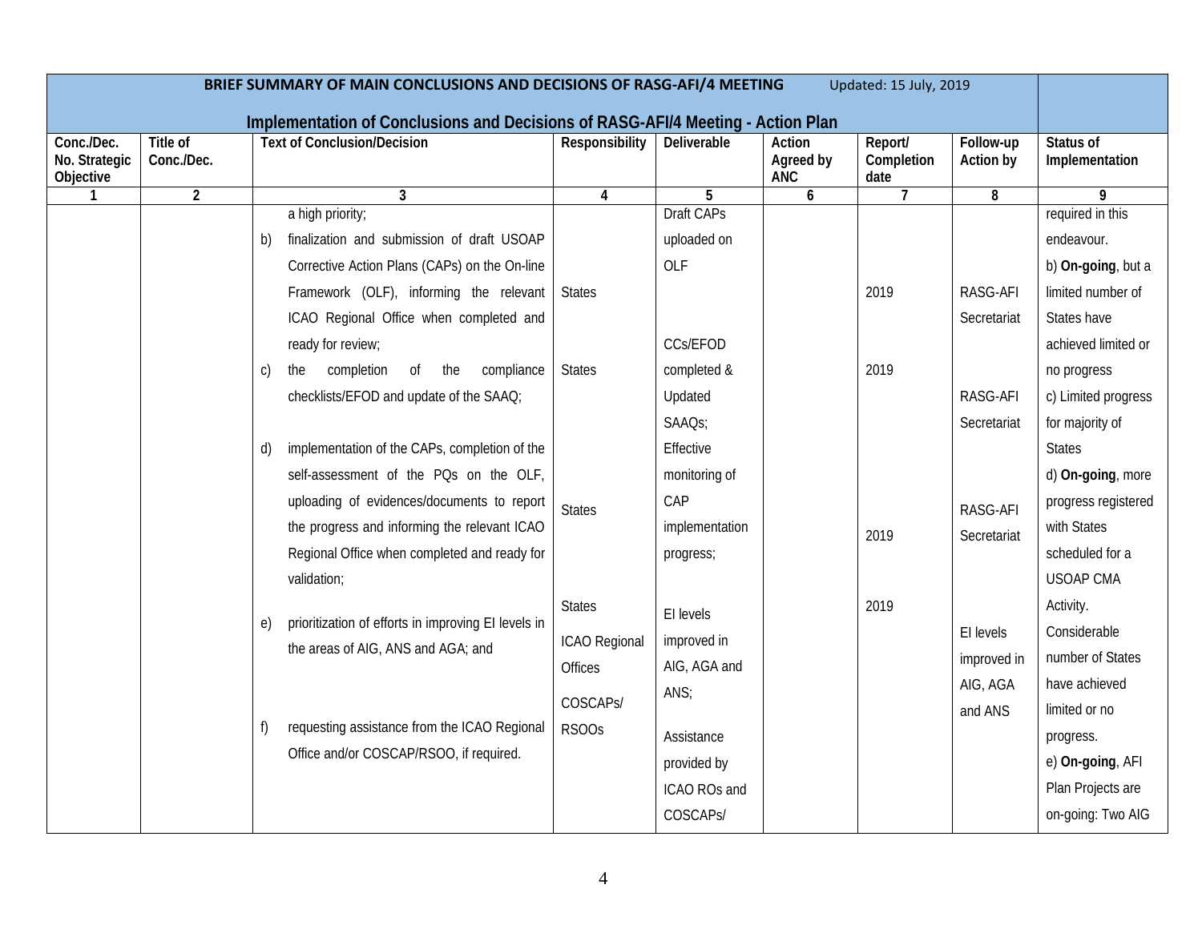| BRIEF SUMMARY OF MAIN CONCLUSIONS AND DECISIONS OF RASG-AFI/4 MEETING Updated: 15 July, 2019 Implementation of Conclusions and Decisions of RASG-AFI/4 Meeting - Action Plan | | | | | | | | |
|---|---|---|---|---|---|---|---|---|
| **Conc./Dec. No. Strategic Objective** | **Title of Conc./Dec.** | **Text of Conclusion/Decision** | **Responsibility** | **Deliverable** | **Action Agreed by ANC** | **Report/ Completion date** | **Follow-up Action by** | **Status of Implementation** |
| **1** | **2** | **3** | **4** | **5** | **6** | **7** | **8** | **9** |
| | | a high priority;<br>b) finalization and submission of draft USOAP Corrective Action Plans (CAPs) on the On-line Framework (OLF), informing the relevant ICAO Regional Office when completed and ready for review;<br>c) the completion of the compliance checklists/EFOD and update of the SAAQ;<br>d) implementation of the CAPs, completion of the self-assessment of the PQs on the OLF, uploading of evidences/documents to report the progress and informing the relevant ICAO Regional Office when completed and ready for validation;<br>e) prioritization of efforts in improving EI levels in the areas of AIG, ANS and AGA; and<br>f) requesting assistance from the ICAO Regional Office and/or COSCAP/RSOO, if required. | States<br>States<br>States<br>States<br>ICAO Regional Offices<br>COSCAPs/ RSOOs | Draft CAPs uploaded on OLF<br>CCs/EFOD completed & Updated SAAQs;<br>Effective monitoring of CAP implementation progress;<br>EI levels improved in AIG, AGA and ANS;<br>Assistance provided by ICAO ROs and COSCAPs/ | | 2019<br>2019<br>2019<br>2019 | RASG-AFI Secretariat<br>RASG-AFI Secretariat<br>RASG-AFI Secretariat<br>EI levels improved in AIG, AGA and ANS | required in this endeavour.<br>b) **On-going**, but a limited number of States have achieved limited or no progress<br>c) Limited progress for majority of States<br>d) **On-going**, more progress registered with States scheduled for a USOAP CMA Activity. Considerable number of States have achieved limited or no progress.<br>e) **On-going**, AFI Plan Projects are on-going: Two AIG |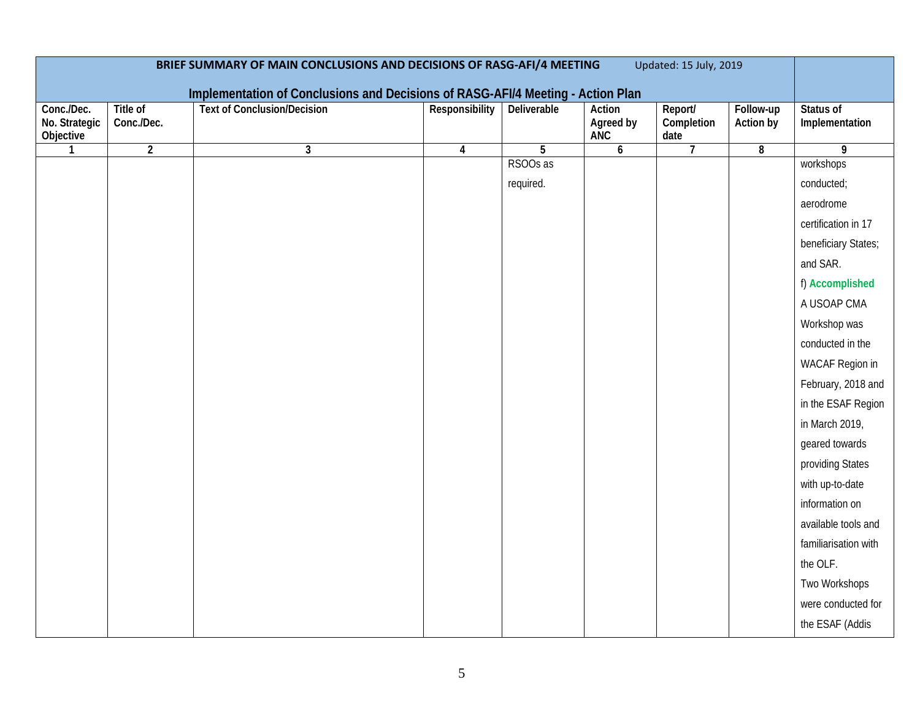| BRIEF SUMMARY OF MAIN CONCLUSIONS AND DECISIONS OF RASG-AFI/4 MEETING Updated: 15 July, 2019 | | | | | | | | |
|---|---|---|---|---|---|---|---|---|
| **Implementation of Conclusions and Decisions of RASG-AFI/4 Meeting - Action Plan** | | | | | | | | |
| **Conc./Dec. No. Strategic Objective** | **Title of Conc./Dec.** | **Text of Conclusion/Decision** | **Responsibility** | **Deliverable** | **Action Agreed by ANC** | **Report/ Completion date** | **Follow-up Action by** | **Status of Implementation** |
| **1** | **2** | **3** | **4** | **5** | **6** | **7** | **8** | **9** |
| | | | | RSOOs as required. | | | | workshops conducted; aerodrome certification in 17 beneficiary States; and SAR.<br>f) **Accomplished**<br>A USOAP CMA Workshop was conducted in the WACAF Region in February, 2018 and in the ESAF Region in March 2019, geared towards providing States with up-to-date information on available tools and familiarisation with the OLF.<br>Two Workshops were conducted for the ESAF (Addis |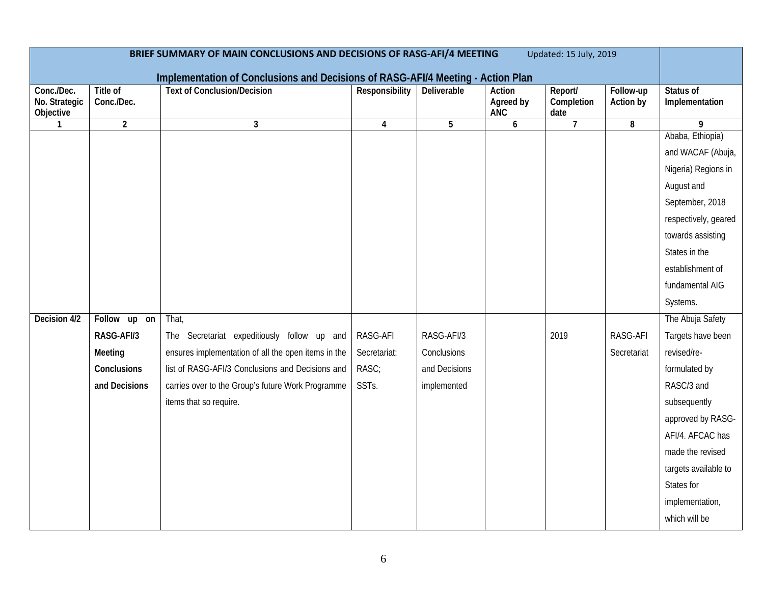| BRIEF SUMMARY OF MAIN CONCLUSIONS AND DECISIONS OF RASG-AFI/4 MEETING Updated: 15 July, 2019 Implementation of Conclusions and Decisions of RASG-AFI/4 Meeting - Action Plan | | | | | | | | |
|---|---|---|---|---|---|---|---|---|
| Conc./Dec. No. Strategic Objective | Title of Conc./Dec. | Text of Conclusion/Decision | Responsibility | Deliverable | Action Agreed by ANC | Report/ Completion date | Follow-up Action by | Status of Implementation |
| 1 | 2 | 3 | 4 | 5 | 6 | 7 | 8 | 9 |
| | | | | | | | | Ababa, Ethiopia) and WACAF (Abuja, Nigeria) Regions in August and September, 2018 respectively, geared towards assisting States in the establishment of fundamental AIG Systems. |
| **Decision 4/2** | **Follow up on RASG-AFI/3 Meeting Conclusions and Decisions** | That,<br>The Secretariat expeditiously follow up and ensures implementation of all the open items in the list of RASG-AFI/3 Conclusions and Decisions and carries over to the Group's future Work Programme items that so require. | RASG-AFI Secretariat; RASC; SSTs. | RASG-AFI/3 Conclusions and Decisions implemented | | 2019 | RASG-AFI Secretariat | The Abuja Safety Targets have been revised/re-formulated by RASC/3 and subsequently approved by RASG-AFI/4. AFCAC has made the revised targets available to States for implementation, which will be |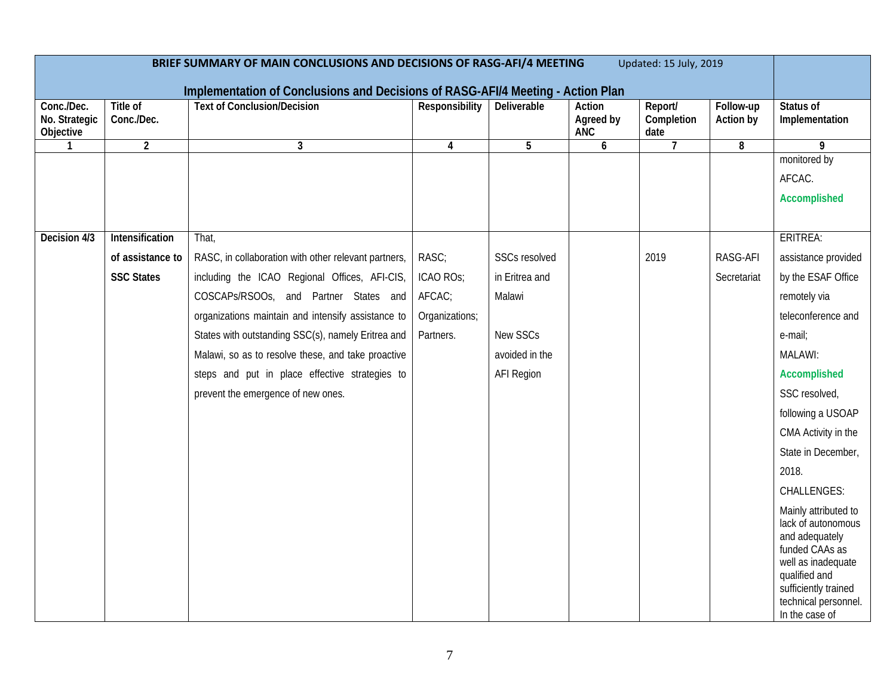| BRIEF SUMMARY OF MAIN CONCLUSIONS AND DECISIONS OF RASG-AFI/4 MEETING Updated: 15 July, 2019 | | | | | | | | |
|---|---|---|---|---|---|---|---|---|
| **Implementation of Conclusions and Decisions of RASG-AFI/4 Meeting - Action Plan** | | | | | | | | |
| **Conc./Dec. No. Strategic Objective** | **Title of Conc./Dec.** | **Text of Conclusion/Decision** | **Responsibility** | **Deliverable** | **Action Agreed by ANC** | **Report/ Completion date** | **Follow-up Action by** | **Status of Implementation** |
| **1** | **2** | **3** | **4** | **5** | **6** | **7** | **8** | **9** |
| | | | | | | | | monitored by AFCAC. **Accomplished** |
| **Decision 4/3** | **Intensification of assistance to SSC States** | That, RASC, in collaboration with other relevant partners, including the ICAO Regional Offices, AFI-CIS, COSCAPs/RSOOs, and Partner States and organizations maintain and intensify assistance to States with outstanding SSC(s), namely Eritrea and Malawi, so as to resolve these, and take proactive steps and put in place effective strategies to prevent the emergence of new ones. | RASC; ICAO ROs; AFCAC; Organizations; Partners. | SSCs resolved in Eritrea and Malawi<br><br>New SSCs avoided in the AFI Region | | 2019 | RASG-AFI Secretariat | ERITREA: assistance provided by the ESAF Office remotely via teleconference and e-mail;<br>MALAWI: **Accomplished** SSC resolved, following a USOAP CMA Activity in the State in December, 2018.<br>CHALLENGES: Mainly attributed to lack of autonomous and adequately funded CAAs as well as inadequate qualified and sufficiently trained technical personnel. In the case of |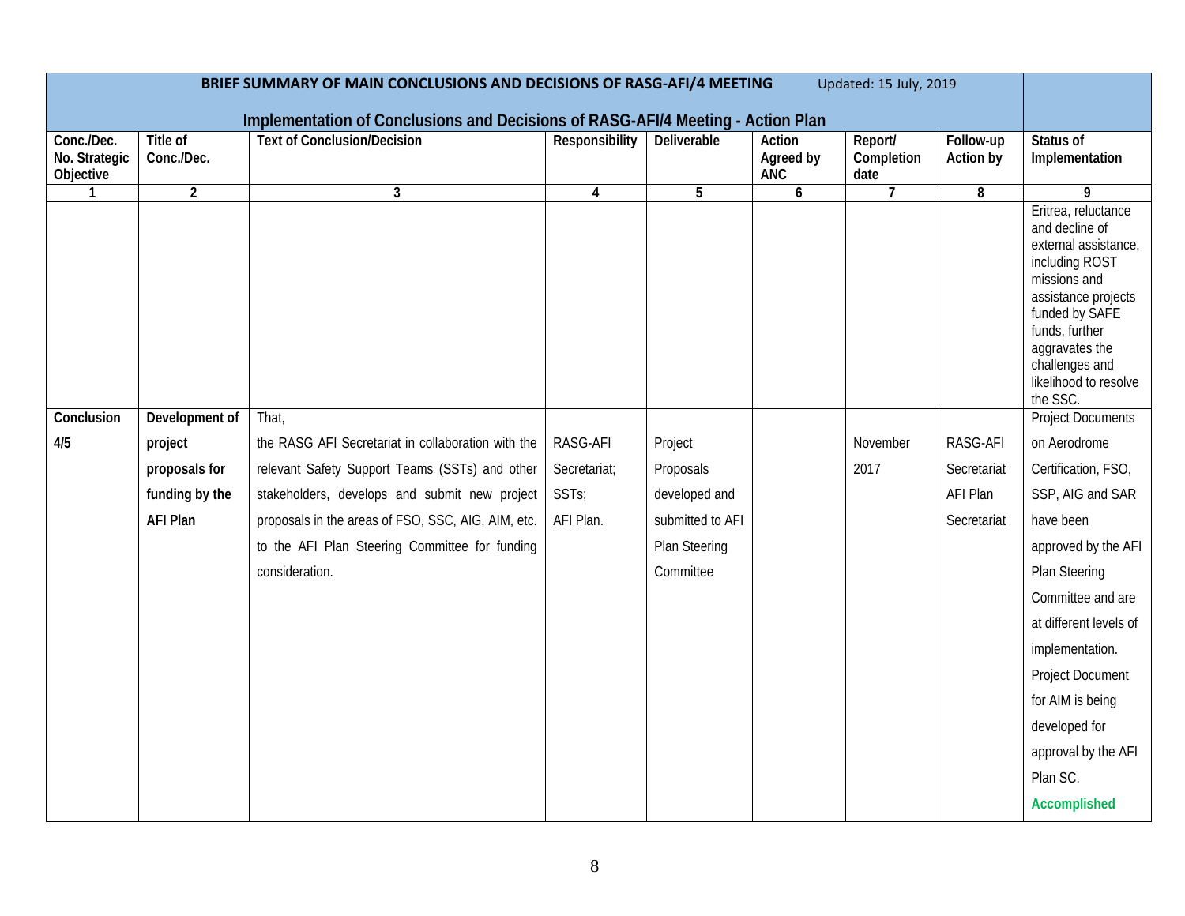| BRIEF SUMMARY OF MAIN CONCLUSIONS AND DECISIONS OF RASG-AFI/4 MEETING Updated: 15 July, 2019 | | | | | | | | |
|---|---|---|---|---|---|---|---|---|
| **Implementation of Conclusions and Decisions of RASG-AFI/4 Meeting - Action Plan** | | | | | | | | |
| **Conc./Dec. No. Strategic Objective** | **Title of Conc./Dec.** | **Text of Conclusion/Decision** | **Responsibility** | **Deliverable** | **Action Agreed by ANC** | **Report/ Completion date** | **Follow-up Action by** | **Status of Implementation** |
| **1** | **2** | **3** | **4** | **5** | **6** | **7** | **8** | **9** |
| | | | | | | | | Eritrea, reluctance and decline of external assistance, including ROST missions and assistance projects funded by SAFE funds, further aggravates the challenges and likelihood to resolve the SSC. |
| **Conclusion 4/5** | **Development of project proposals for funding by the AFI Plan** | That, the RASG AFI Secretariat in collaboration with the relevant Safety Support Teams (SSTs) and other stakeholders, develops and submit new project proposals in the areas of FSO, SSC, AIG, AIM, etc. to the AFI Plan Steering Committee for funding consideration. | RASG-AFI Secretariat; SSTs; AFI Plan. | Project Proposals developed and submitted to AFI Plan Steering Committee | | November 2017 | RASG-AFI Secretariat AFI Plan Secretariat | Project Documents on Aerodrome Certification, FSO, SSP, AIG and SAR have been approved by the AFI Plan Steering Committee and are at different levels of implementation. Project Document for AIM is being developed for approval by the AFI Plan SC. **Accomplished** |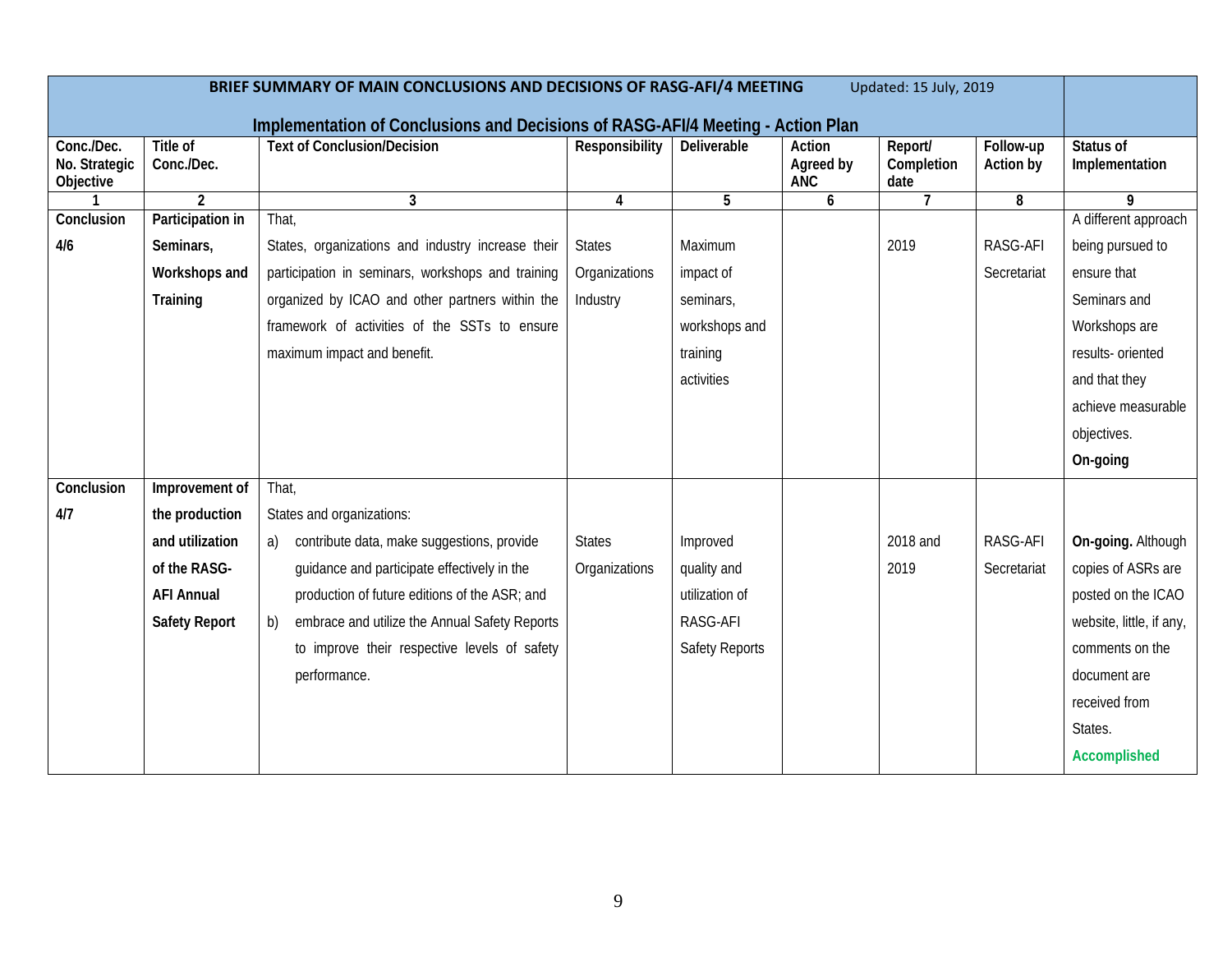**BRIEF SUMMARY OF MAIN CONCLUSIONS AND DECISIONS OF RASG-AFI/4 MEETING** Updated: 15 July, 2019

**Implementation of Conclusions and Decisions of RASG-AFI/4 Meeting - Action Plan**

| Conc./Dec. No. Strategic Objective | Title of Conc./Dec. | Text of Conclusion/Decision | Responsibility | Deliverable | Action Agreed by ANC | Report/ Completion date | Follow-up Action by | Status of Implementation |
|---|---|---|---|---|---|---|---|---|
| 1 | 2 | 3 | 4 | 5 | 6 | 7 | 8 | 9 |
| **Conclusion 4/6** | **Participation in Seminars, Workshops and Training** | That,<br>States, organizations and industry increase their participation in seminars, workshops and training organized by ICAO and other partners within the framework of activities of the SSTs to ensure maximum impact and benefit. | States<br>Organizations<br>Industry | Maximum impact of seminars, workshops and training activities | | 2019 | RASG-AFI Secretariat | A different approach being pursued to ensure that Seminars and Workshops are results- oriented and that they achieve measurable objectives.<br>**On-going** |
| **Conclusion 4/7** | **Improvement of the production and utilization of the RASG-AFI Annual Safety Report** | That,<br>States and organizations:<br>a) contribute data, make suggestions, provide guidance and participate effectively in the production of future editions of the ASR; and<br>b) embrace and utilize the Annual Safety Reports to improve their respective levels of safety performance. | States<br>Organizations | Improved quality and utilization of RASG-AFI Safety Reports | | 2018 and 2019 | RASG-AFI Secretariat | **On-going.** Although copies of ASRs are posted on the ICAO website, little, if any, comments on the document are received from States.<br>**Accomplished** |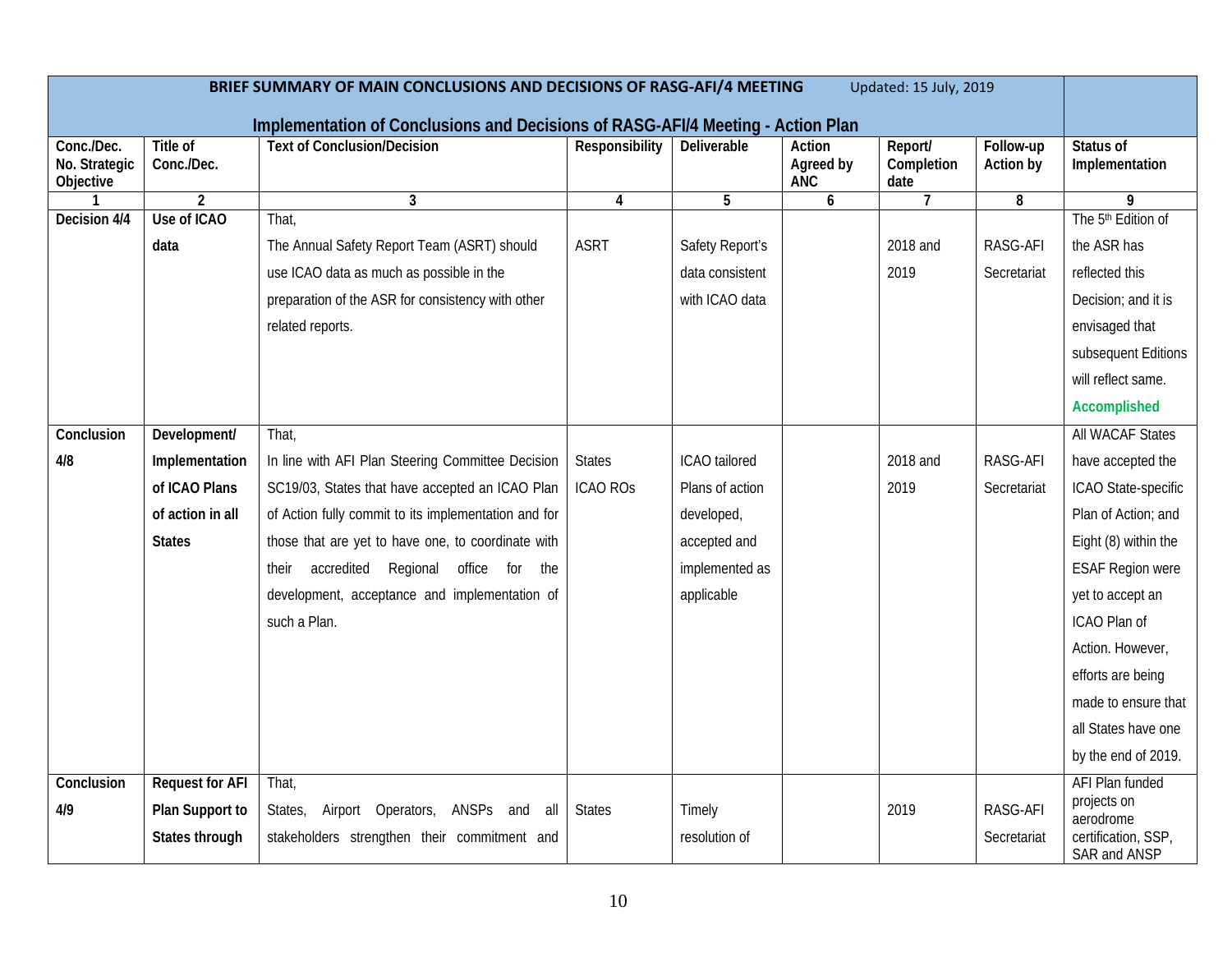| BRIEF SUMMARY OF MAIN CONCLUSIONS AND DECISIONS OF RASG-AFI/4 MEETING Updated: 15 July, 2019 | | | | | | | | |
|---|---|---|---|---|---|---|---|---|
| **Implementation of Conclusions and Decisions of RASG-AFI/4 Meeting - Action Plan** | | | | | | | | |
| **Conc./Dec. No. Strategic Objective** | **Title of Conc./Dec.** | **Text of Conclusion/Decision** | **Responsibility** | **Deliverable** | **Action Agreed by ANC** | **Report/ Completion date** | **Follow-up Action by** | **Status of Implementation** |
| 1 | 2 | 3 | 4 | 5 | 6 | 7 | 8 | 9 |
| **Decision 4/4** | **Use of ICAO data** | That,<br>The Annual Safety Report Team (ASRT) should use ICAO data as much as possible in the preparation of the ASR for consistency with other related reports. | ASRT | Safety Report's data consistent with ICAO data | | 2018 and 2019 | RASG-AFI Secretariat | The 5th Edition of the ASR has reflected this Decision; and it is envisaged that subsequent Editions will reflect same.<br>**Accomplished** |
| **Conclusion 4/8** | **Development/ Implementation of ICAO Plans of action in all States** | That,<br>In line with AFI Plan Steering Committee Decision SC19/03, States that have accepted an ICAO Plan of Action fully commit to its implementation and for those that are yet to have one, to coordinate with their accredited Regional office for the development, acceptance and implementation of such a Plan. | States<br>ICAO ROs | ICAO tailored Plans of action developed, accepted and implemented as applicable | | 2018 and 2019 | RASG-AFI Secretariat | All WACAF States have accepted the ICAO State-specific Plan of Action; and Eight (8) within the ESAF Region were yet to accept an ICAO Plan of Action. However, efforts are being made to ensure that all States have one by the end of 2019. |
| **Conclusion 4/9** | **Request for AFI Plan Support to States through** | That,<br>States, Airport Operators, ANSPs and all stakeholders strengthen their commitment and | States | Timely resolution of | | 2019 | RASG-AFI Secretariat | AFI Plan funded projects on aerodrome certification, SSP, SAR and ANSP |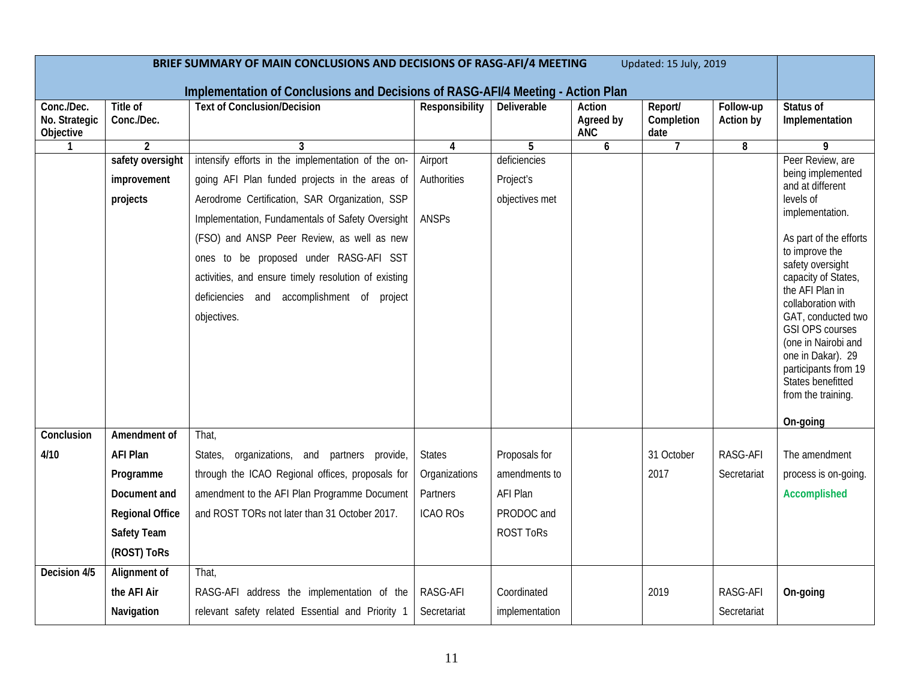**BRIEF SUMMARY OF MAIN CONCLUSIONS AND DECISIONS OF RASG-AFI/4 MEETING** Updated: 15 July, 2019

**Implementation of Conclusions and Decisions of RASG-AFI/4 Meeting - Action Plan**

| Conc./Dec. No. Strategic Objective | Title of Conc./Dec. | Text of Conclusion/Decision | Responsibility | Deliverable | Action Agreed by ANC | Report/ Completion date | Follow-up Action by | Status of Implementation |
|---|---|---|---|---|---|---|---|---|
| 1 | 2 | 3 | 4 | 5 | 6 | 7 | 8 | 9 |
| | **safety oversight improvement projects** | intensify efforts in the implementation of the on-going AFI Plan funded projects in the areas of Aerodrome Certification, SAR Organization, SSP Implementation, Fundamentals of Safety Oversight (FSO) and ANSP Peer Review, as well as new ones to be proposed under RASG-AFI SST activities, and ensure timely resolution of existing deficiencies and accomplishment of project objectives. | Airport Authorities<br><br>ANSPs | deficiencies<br>Project's objectives met | | | | Peer Review, are being implemented and at different levels of implementation.<br><br>As part of the efforts to improve the safety oversight capacity of States, the AFI Plan in collaboration with GAT, conducted two GSI OPS courses (one in Nairobi and one in Dakar). 29 participants from 19 States benefitted from the training.<br><br>**On-going** |
| **Conclusion 4/10** | **Amendment of AFI Plan Programme Document and Regional Office Safety Team (ROST) ToRs** | That,<br>States, organizations, and partners provide, through the ICAO Regional offices, proposals for amendment to the AFI Plan Programme Document and ROST TORs not later than 31 October 2017. | States<br>Organizations<br>Partners<br>ICAO ROs | Proposals for amendments to AFI Plan PRODOC and ROST ToRs | | 31 October 2017 | RASG-AFI Secretariat | The amendment process is on-going.<br>**Accomplished** |
| **Decision 4/5** | **Alignment of the AFI Air Navigation** | That,<br>RASG-AFI address the implementation of the relevant safety related Essential and Priority 1 | RASG-AFI Secretariat | Coordinated implementation | | 2019 | RASG-AFI Secretariat | **On-going** |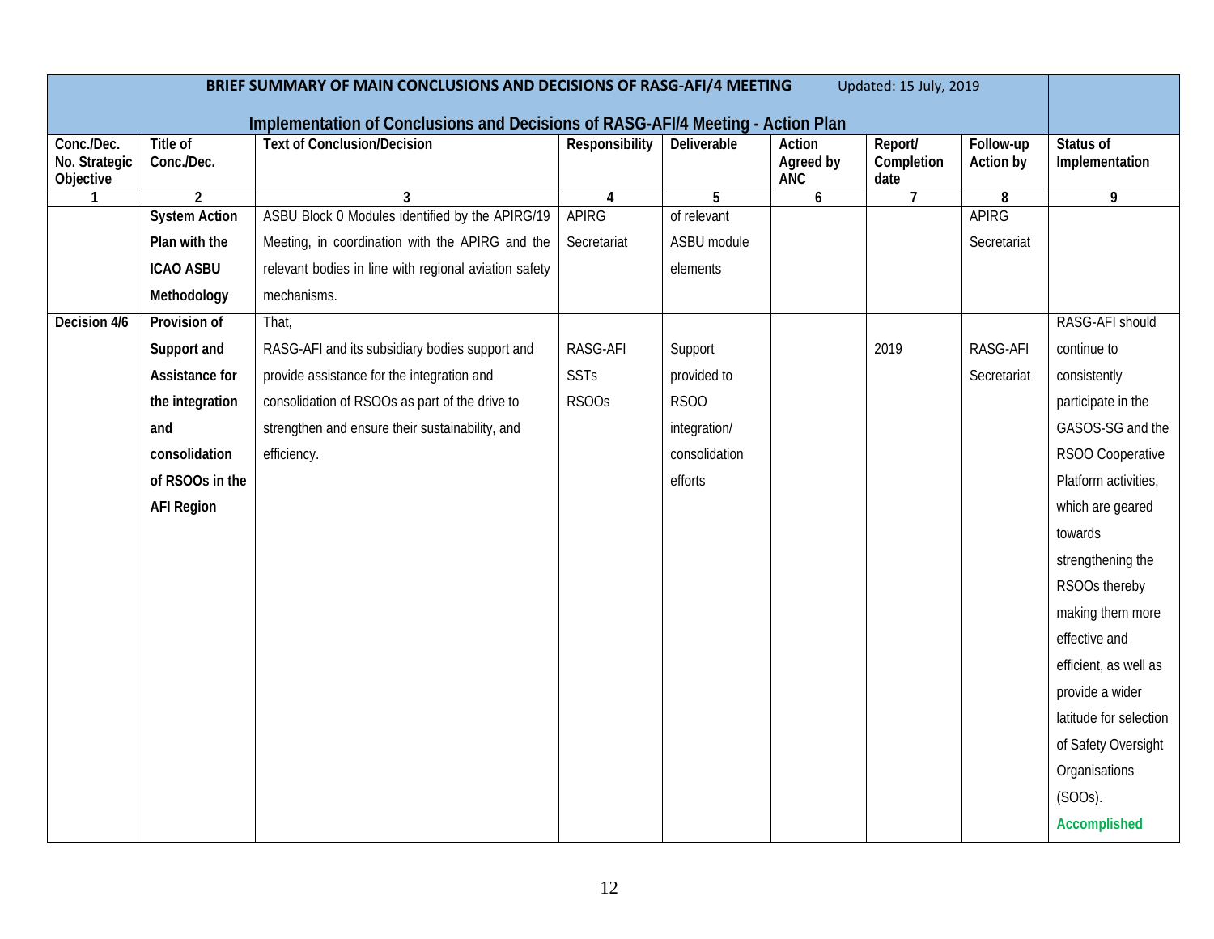| BRIEF SUMMARY OF MAIN CONCLUSIONS AND DECISIONS OF RASG-AFI/4 MEETING Updated: 15 July, 2019 Implementation of Conclusions and Decisions of RASG-AFI/4 Meeting - Action Plan | | | | | | | | |
|---|---|---|---|---|---|---|---|---|
| **Conc./Dec. No. Strategic Objective** | **Title of Conc./Dec.** | **Text of Conclusion/Decision** | **Responsibility** | **Deliverable** | **Action Agreed by ANC** | **Report/ Completion date** | **Follow-up Action by** | **Status of Implementation** |
| **1** | **2** | **3** | **4** | **5** | **6** | **7** | **8** | **9** |
| | **System Action Plan with the ICAO ASBU Methodology** | ASBU Block 0 Modules identified by the APIRG/19 Meeting, in coordination with the APIRG and the relevant bodies in line with regional aviation safety mechanisms. | APIRG Secretariat | of relevant ASBU module elements | | | APIRG Secretariat | |
| **Decision 4/6** | **Provision of Support and Assistance for the integration and consolidation of RSOOs in the AFI Region** | That,<br>RASG-AFI and its subsidiary bodies support and provide assistance for the integration and consolidation of RSOOs as part of the drive to strengthen and ensure their sustainability, and efficiency. | RASG-AFI SSTs RSOOs | Support provided to RSOO integration/ consolidation efforts | | 2019 | RASG-AFI Secretariat | RASG-AFI should continue to consistently participate in the GASOS-SG and the RSOO Cooperative Platform activities, which are geared towards strengthening the RSOOs thereby making them more effective and efficient, as well as provide a wider latitude for selection of Safety Oversight Organisations (SOOs).<br>**Accomplished** |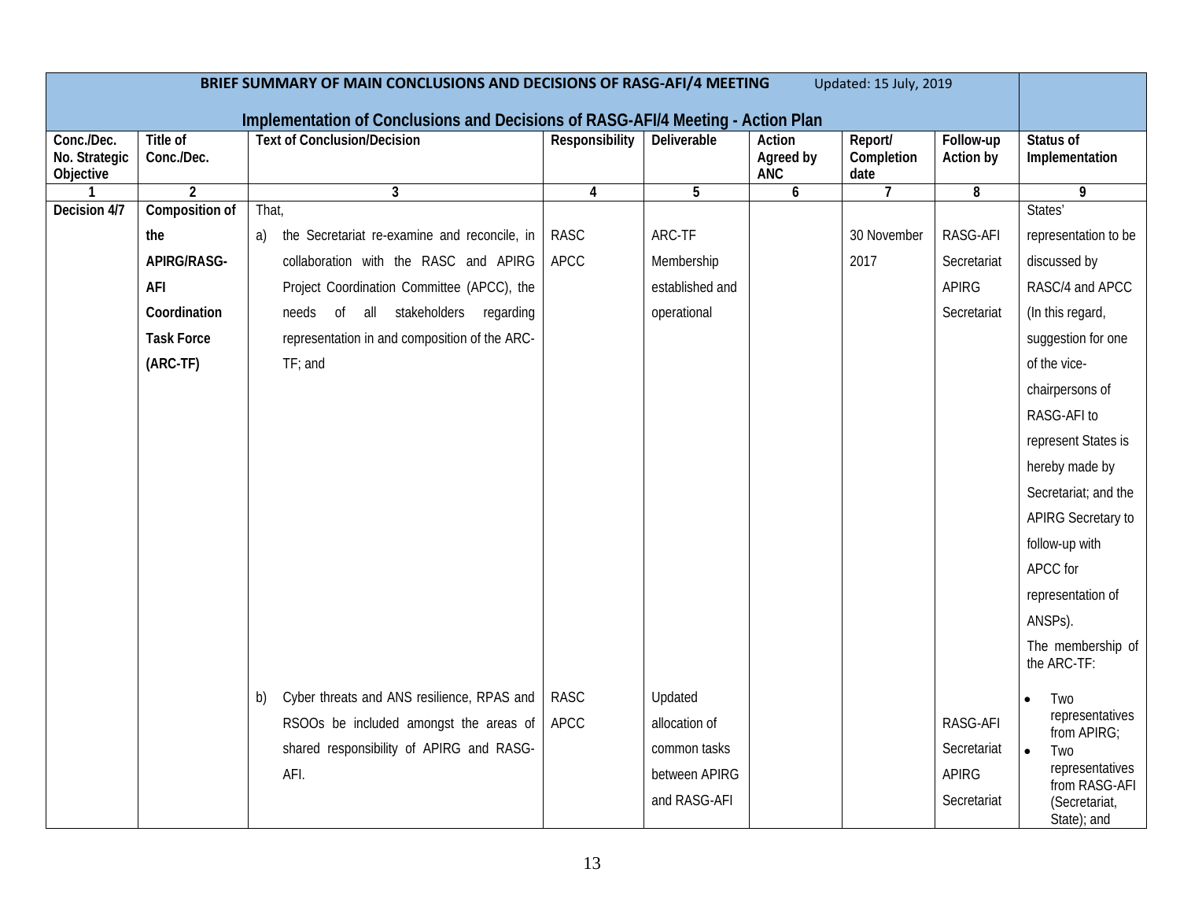| BRIEF SUMMARY OF MAIN CONCLUSIONS AND DECISIONS OF RASG-AFI/4 MEETING Updated: 15 July, 2019<br><br>Implementation of Conclusions and Decisions of RASG-AFI/4 Meeting - Action Plan | | | | | | | | |
|---|---|---|---|---|---|---|---|---|
| **Conc./Dec. No. Strategic Objective** | **Title of Conc./Dec.** | **Text of Conclusion/Decision** | **Responsibility** | **Deliverable** | **Action Agreed by ANC** | **Report/ Completion date** | **Follow-up Action by** | **Status of Implementation** |
| **1** | **2** | **3** | **4** | **5** | **6** | **7** | **8** | **9** |
| **Decision 4/7** | **Composition of the APIRG/RASG-AFI Coordination Task Force (ARC-TF)** | That,<br>a) the Secretariat re-examine and reconcile, in collaboration with the RASC and APIRG Project Coordination Committee (APCC), the needs of all stakeholders regarding representation in and composition of the ARC-TF; and | RASC<br>APCC | ARC-TF Membership established and operational | | 30 November 2017 | RASG-AFI Secretariat<br>APIRG Secretariat | States' representation to be discussed by RASC/4 and APCC (In this regard, suggestion for one of the vice-chairpersons of RASG-AFI to represent States is hereby made by Secretariat; and the APIRG Secretary to follow-up with APCC for representation of ANSPs).<br>The membership of the ARC-TF: |
| | | b) Cyber threats and ANS resilience, RPAS and RSOOs be included amongst the areas of shared responsibility of APIRG and RASG-AFI. | RASC<br>APCC | Updated allocation of common tasks between APIRG and RASG-AFI | | | RASG-AFI Secretariat<br>APIRG Secretariat | • Two representatives from APIRG;<br>• Two representatives from RASG-AFI (Secretariat, State); and |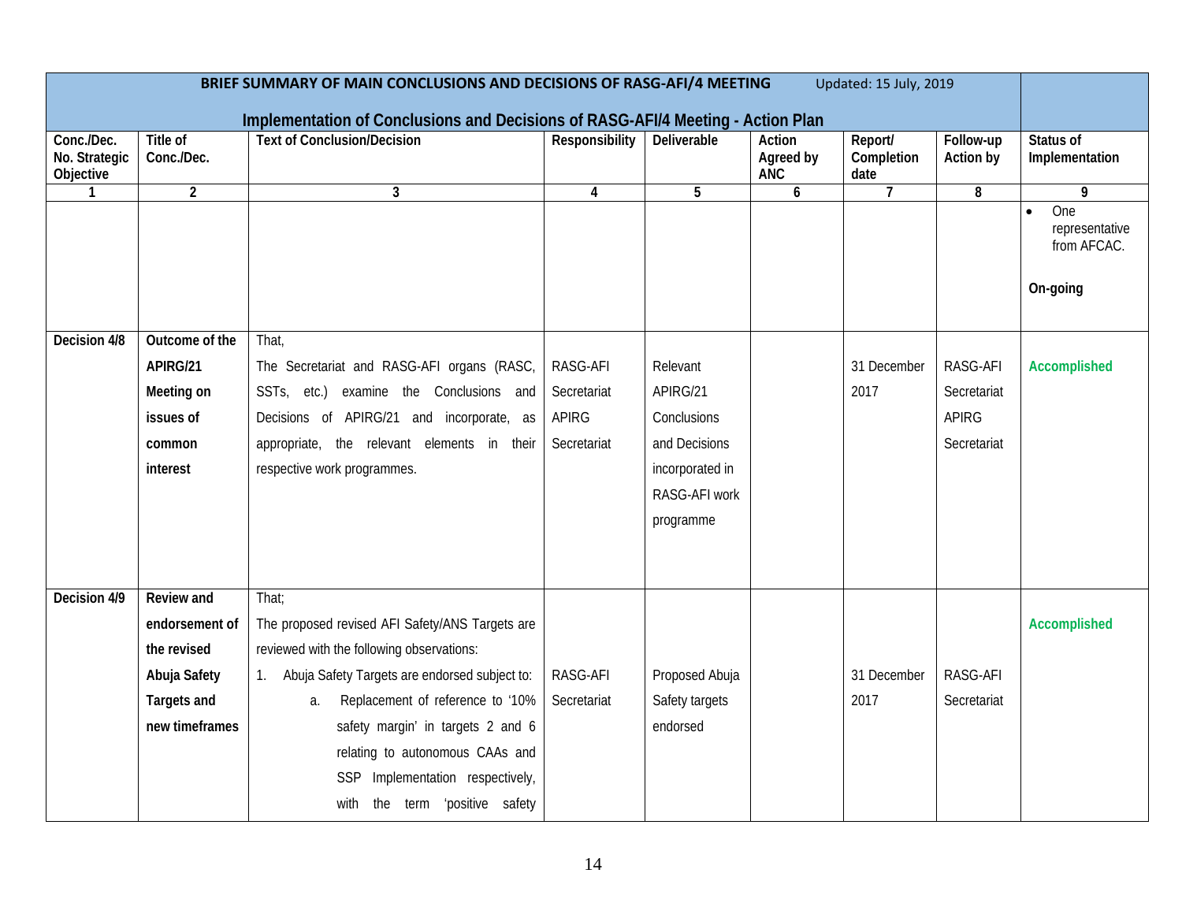**BRIEF SUMMARY OF MAIN CONCLUSIONS AND DECISIONS OF RASG-AFI/4 MEETING** Updated: 15 July, 2019

**Implementation of Conclusions and Decisions of RASG-AFI/4 Meeting - Action Plan**

| Conc./Dec. No. Strategic Objective | Title of Conc./Dec. | Text of Conclusion/Decision | Responsibility | Deliverable | Action Agreed by ANC | Report/ Completion date | Follow-up Action by | Status of Implementation |
|---|---|---|---|---|---|---|---|---|
| 1 | 2 | 3 | 4 | 5 | 6 | 7 | 8 | 9 |
| | | | | | | | | • One representative from AFCAC.<br><br>**On-going** |
| **Decision 4/8** | **Outcome of the APIRG/21 Meeting on issues of common interest** | That,<br>The Secretariat and RASG-AFI organs (RASC, SSTs, etc.) examine the Conclusions and Decisions of APIRG/21 and incorporate, as appropriate, the relevant elements in their respective work programmes. | RASG-AFI Secretariat APIRG Secretariat | Relevant APIRG/21 Conclusions and Decisions incorporated in RASG-AFI work programme | | 31 December 2017 | RASG-AFI Secretariat APIRG Secretariat | **Accomplished** |
| **Decision 4/9** | **Review and endorsement of the revised Abuja Safety Targets and new timeframes** | That;<br>The proposed revised AFI Safety/ANS Targets are reviewed with the following observations:<br>1. Abuja Safety Targets are endorsed subject to:<br>a. Replacement of reference to '10% safety margin' in targets 2 and 6 relating to autonomous CAAs and SSP Implementation respectively, with the term 'positive safety | RASG-AFI Secretariat | Proposed Abuja Safety targets endorsed | | 31 December 2017 | RASG-AFI Secretariat | **Accomplished** |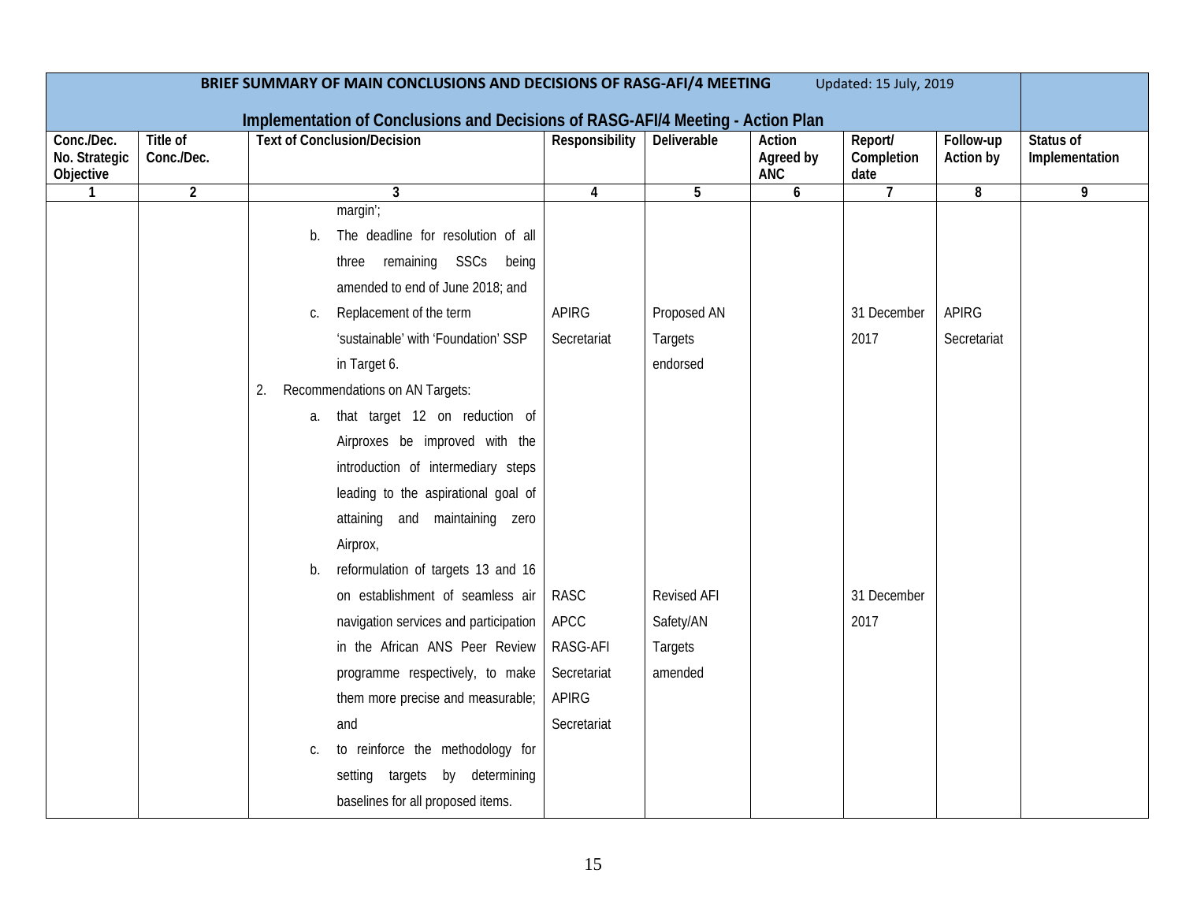| BRIEF SUMMARY OF MAIN CONCLUSIONS AND DECISIONS OF RASG-AFI/4 MEETING Updated: 15 July, 2019 | | | | | | | | |
|---|---|---|---|---|---|---|---|---|
| **Implementation of Conclusions and Decisions of RASG-AFI/4 Meeting - Action Plan** | | | | | | | | |
| **Conc./Dec. No. Strategic Objective** | **Title of Conc./Dec.** | **Text of Conclusion/Decision** | **Responsibility** | **Deliverable** | **Action Agreed by ANC** | **Report/ Completion date** | **Follow-up Action by** | **Status of Implementation** |
| **1** | **2** | **3** | **4** | **5** | **6** | **7** | **8** | **9** |
| | | margin';<br>b. The deadline for resolution of all three remaining SSCs being amended to end of June 2018; and<br>c. Replacement of the term 'sustainable' with 'Foundation' SSP in Target 6. | APIRG Secretariat | Proposed AN Targets endorsed | | 31 December 2017 | APIRG Secretariat | |
| | | 2. Recommendations on AN Targets:<br>a. that target 12 on reduction of Airproxes be improved with the introduction of intermediary steps leading to the aspirational goal of attaining and maintaining zero Airprox,<br>b. reformulation of targets 13 and 16 on establishment of seamless air navigation services and participation in the African ANS Peer Review programme respectively, to make them more precise and measurable; and<br>c. to reinforce the methodology for setting targets by determining baselines for all proposed items. | RASC<br>APCC<br>RASG-AFI Secretariat<br>APIRG Secretariat | Revised AFI Safety/AN Targets amended | | 31 December 2017 | | |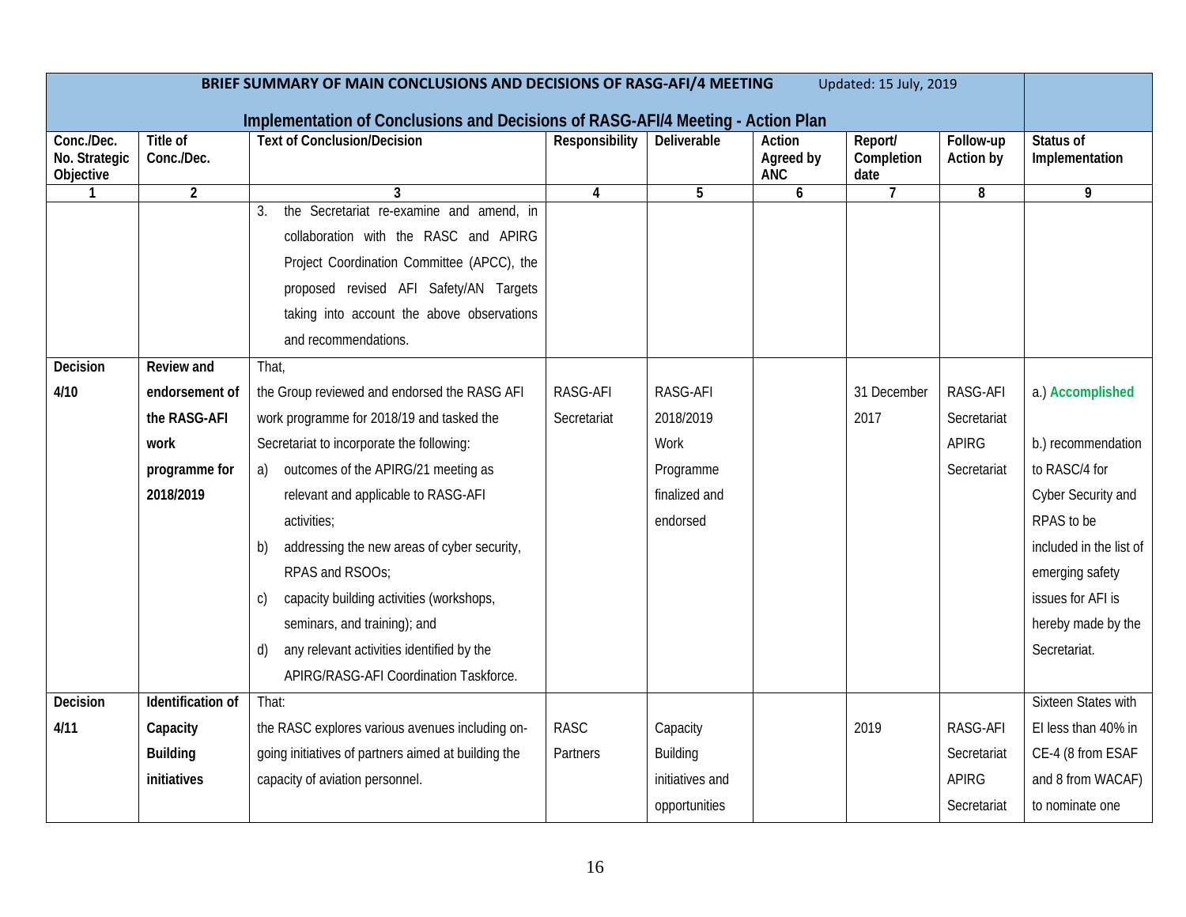| BRIEF SUMMARY OF MAIN CONCLUSIONS AND DECISIONS OF RASG-AFI/4 MEETING Updated: 15 July, 2019 | | | | | | | | |
|---|---|---|---|---|---|---|---|---|
| **Implementation of Conclusions and Decisions of RASG-AFI/4 Meeting - Action Plan** | | | | | | | | |
| **Conc./Dec. No. Strategic Objective** | **Title of Conc./Dec.** | **Text of Conclusion/Decision** | **Responsibility** | **Deliverable** | **Action Agreed by ANC** | **Report/ Completion date** | **Follow-up Action by** | **Status of Implementation** |
| **1** | **2** | **3** | **4** | **5** | **6** | **7** | **8** | **9** |
| | | 3. the Secretariat re-examine and amend, in collaboration with the RASC and APIRG Project Coordination Committee (APCC), the proposed revised AFI Safety/AN Targets taking into account the above observations and recommendations. | | | | | | |
| **Decision 4/10** | **Review and endorsement of the RASG-AFI work programme for 2018/2019** | That,<br>the Group reviewed and endorsed the RASG AFI work programme for 2018/19 and tasked the Secretariat to incorporate the following:<br>a) outcomes of the APIRG/21 meeting as relevant and applicable to RASG-AFI activities;<br>b) addressing the new areas of cyber security, RPAS and RSOOs;<br>c) capacity building activities (workshops, seminars, and training); and<br>d) any relevant activities identified by the APIRG/RASG-AFI Coordination Taskforce. | RASG-AFI Secretariat | RASG-AFI 2018/2019 Work Programme finalized and endorsed | | 31 December 2017 | RASG-AFI Secretariat APIRG Secretariat | a.) **Accomplished**<br><br>b.) recommendation to RASC/4 for Cyber Security and RPAS to be included in the list of emerging safety issues for AFI is hereby made by the Secretariat. |
| **Decision 4/11** | **Identification of Capacity Building initiatives** | That:<br>the RASC explores various avenues including on-going initiatives of partners aimed at building the capacity of aviation personnel. | RASC Partners | Capacity Building initiatives and opportunities | | 2019 | RASG-AFI Secretariat APIRG Secretariat | Sixteen States with EI less than 40% in CE-4 (8 from ESAF and 8 from WACAF) to nominate one |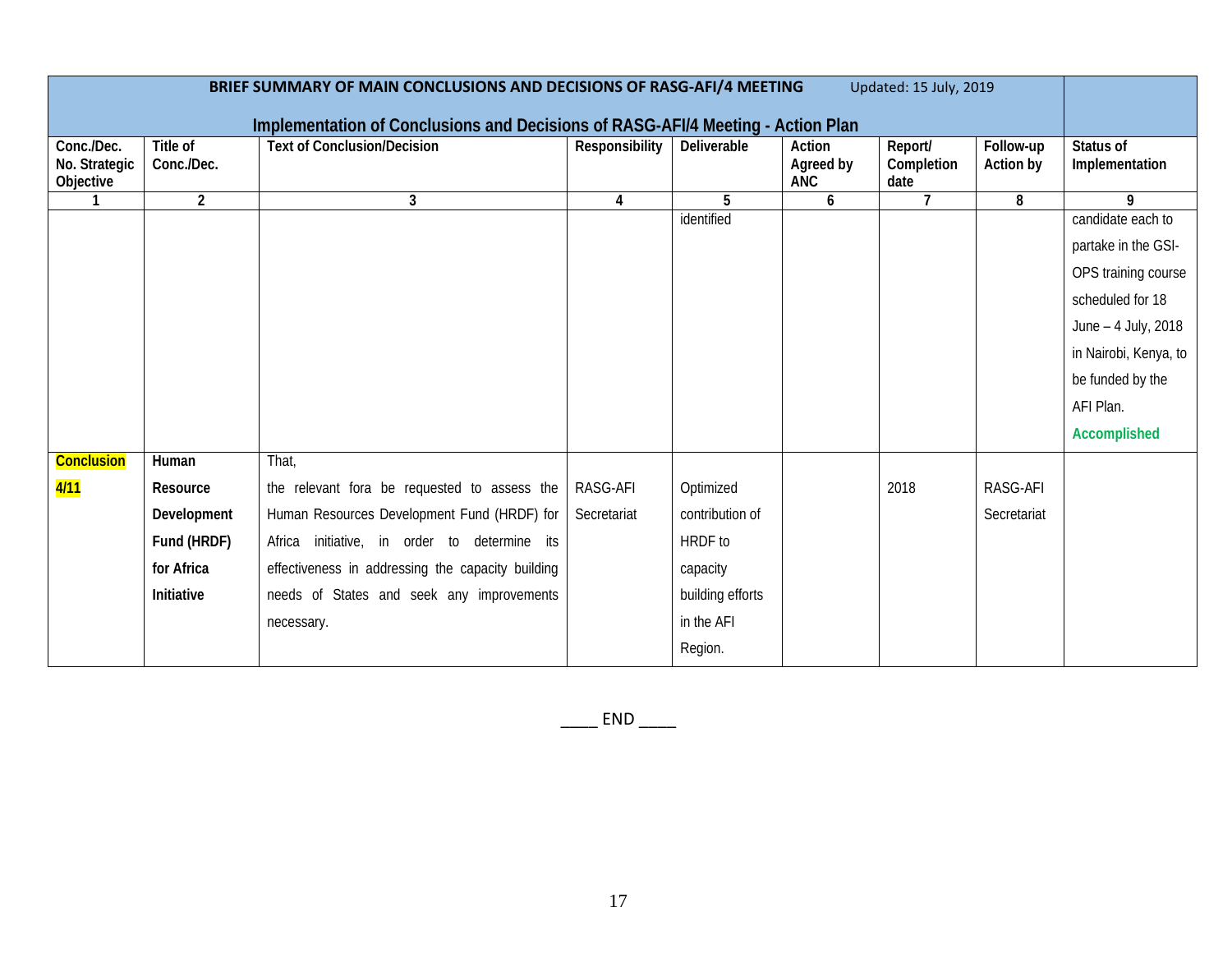**BRIEF SUMMARY OF MAIN CONCLUSIONS AND DECISIONS OF RASG-AFI/4 MEETING** Updated: 15 July, 2019

**Implementation of Conclusions and Decisions of RASG-AFI/4 Meeting - Action Plan**

| Conc./Dec. No. Strategic Objective | Title of Conc./Dec. | Text of Conclusion/Decision | Responsibility | Deliverable | Action Agreed by ANC | Report/ Completion date | Follow-up Action by | Status of Implementation |
|---|---|---|---|---|---|---|---|---|
| 1 | 2 | 3 | 4 | 5 | 6 | 7 | 8 | 9 |
| | | | | identified | | | | candidate each to partake in the GSI-OPS training course scheduled for 18 June – 4 July, 2018 in Nairobi, Kenya, to be funded by the AFI Plan. **Accomplished** |
| **Conclusion 4/11** | **Human Resource Development Fund (HRDF) for Africa Initiative** | That, the relevant fora be requested to assess the Human Resources Development Fund (HRDF) for Africa initiative, in order to determine its effectiveness in addressing the capacity building needs of States and seek any improvements necessary. | RASG-AFI Secretariat | Optimized contribution of HRDF to capacity building efforts in the AFI Region. | | 2018 | RASG-AFI Secretariat | |

____ END ____